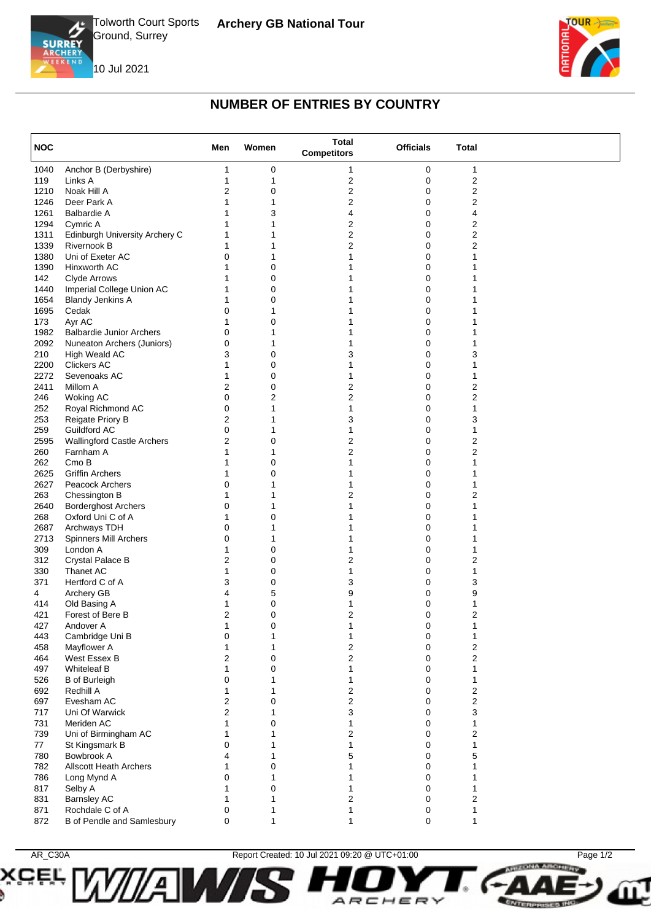Tolworth Court Sports Ground, Surrey

10 Jul 2021

**Archery GB National Tour**

## NUMBER OF ENTRIES BY COUNTRY

| NOC | | Men | Women | Total Competitors | Officials | Total |
|---|---|---|---|---|---|---|
| 1040 | Anchor B (Derbyshire) | 1 | 0 | 1 | 0 | 1 |
| 119 | Links A | 1 | 1 | 2 | 0 | 2 |
| 1210 | Noak Hill A | 2 | 0 | 2 | 0 | 2 |
| 1246 | Deer Park A | 1 | 1 | 2 | 0 | 2 |
| 1261 | Balbardie A | 1 | 3 | 4 | 0 | 4 |
| 1294 | Cymric A | 1 | 1 | 2 | 0 | 2 |
| 1311 | Edinburgh University Archery C | 1 | 1 | 2 | 0 | 2 |
| 1339 | Rivernook B | 1 | 1 | 2 | 0 | 2 |
| 1380 | Uni of Exeter AC | 0 | 1 | 1 | 0 | 1 |
| 1390 | Hinxworth AC | 1 | 0 | 1 | 0 | 1 |
| 142 | Clyde Arrows | 1 | 0 | 1 | 0 | 1 |
| 1440 | Imperial College Union AC | 1 | 0 | 1 | 0 | 1 |
| 1654 | Blandy Jenkins A | 1 | 0 | 1 | 0 | 1 |
| 1695 | Cedak | 0 | 1 | 1 | 0 | 1 |
| 173 | Ayr AC | 1 | 0 | 1 | 0 | 1 |
| 1982 | Balbardie Junior Archers | 0 | 1 | 1 | 0 | 1 |
| 2092 | Nuneaton Archers (Juniors) | 0 | 1 | 1 | 0 | 1 |
| 210 | High Weald AC | 3 | 0 | 3 | 0 | 3 |
| 2200 | Clickers AC | 1 | 0 | 1 | 0 | 1 |
| 2272 | Sevenoaks AC | 1 | 0 | 1 | 0 | 1 |
| 2411 | Millom A | 2 | 0 | 2 | 0 | 2 |
| 246 | Woking AC | 0 | 2 | 2 | 0 | 2 |
| 252 | Royal Richmond AC | 0 | 1 | 1 | 0 | 1 |
| 253 | Reigate Priory B | 2 | 1 | 3 | 0 | 3 |
| 259 | Guildford AC | 0 | 1 | 1 | 0 | 1 |
| 2595 | Wallingford Castle Archers | 2 | 0 | 2 | 0 | 2 |
| 260 | Farnham A | 1 | 1 | 2 | 0 | 2 |
| 262 | Cmo B | 1 | 0 | 1 | 0 | 1 |
| 2625 | Griffin Archers | 1 | 0 | 1 | 0 | 1 |
| 2627 | Peacock Archers | 0 | 1 | 1 | 0 | 1 |
| 263 | Chessington B | 1 | 1 | 2 | 0 | 2 |
| 2640 | Borderghost Archers | 0 | 1 | 1 | 0 | 1 |
| 268 | Oxford Uni C of A | 1 | 0 | 1 | 0 | 1 |
| 2687 | Archways TDH | 0 | 1 | 1 | 0 | 1 |
| 2713 | Spinners Mill Archers | 0 | 1 | 1 | 0 | 1 |
| 309 | London A | 1 | 0 | 1 | 0 | 1 |
| 312 | Crystal Palace B | 2 | 0 | 2 | 0 | 2 |
| 330 | Thanet AC | 1 | 0 | 1 | 0 | 1 |
| 371 | Hertford C of A | 3 | 0 | 3 | 0 | 3 |
| 4 | Archery GB | 4 | 5 | 9 | 0 | 9 |
| 414 | Old Basing A | 1 | 0 | 1 | 0 | 1 |
| 421 | Forest of Bere B | 2 | 0 | 2 | 0 | 2 |
| 427 | Andover A | 1 | 0 | 1 | 0 | 1 |
| 443 | Cambridge Uni B | 0 | 1 | 1 | 0 | 1 |
| 458 | Mayflower A | 1 | 1 | 2 | 0 | 2 |
| 464 | West Essex B | 2 | 0 | 2 | 0 | 2 |
| 497 | Whiteleaf B | 1 | 0 | 1 | 0 | 1 |
| 526 | B of Burleigh | 0 | 1 | 1 | 0 | 1 |
| 692 | Redhill A | 1 | 1 | 2 | 0 | 2 |
| 697 | Evesham AC | 2 | 0 | 2 | 0 | 2 |
| 717 | Uni Of Warwick | 2 | 1 | 3 | 0 | 3 |
| 731 | Meriden AC | 1 | 0 | 1 | 0 | 1 |
| 739 | Uni of Birmingham AC | 1 | 1 | 2 | 0 | 2 |
| 77 | St Kingsmark B | 0 | 1 | 1 | 0 | 1 |
| 780 | Bowbrook A | 4 | 1 | 5 | 0 | 5 |
| 782 | Allscott Heath Archers | 1 | 0 | 1 | 0 | 1 |
| 786 | Long Mynd A | 0 | 1 | 1 | 0 | 1 |
| 817 | Selby A | 1 | 0 | 1 | 0 | 1 |
| 831 | Barnsley AC | 1 | 1 | 2 | 0 | 2 |
| 871 | Rochdale C of A | 0 | 1 | 1 | 0 | 1 |
| 872 | B of Pendle and Samlesbury | 0 | 1 | 1 | 0 | 1 |

AR_C30A Report Created: 10 Jul 2021 09:20 @ UTC+01:00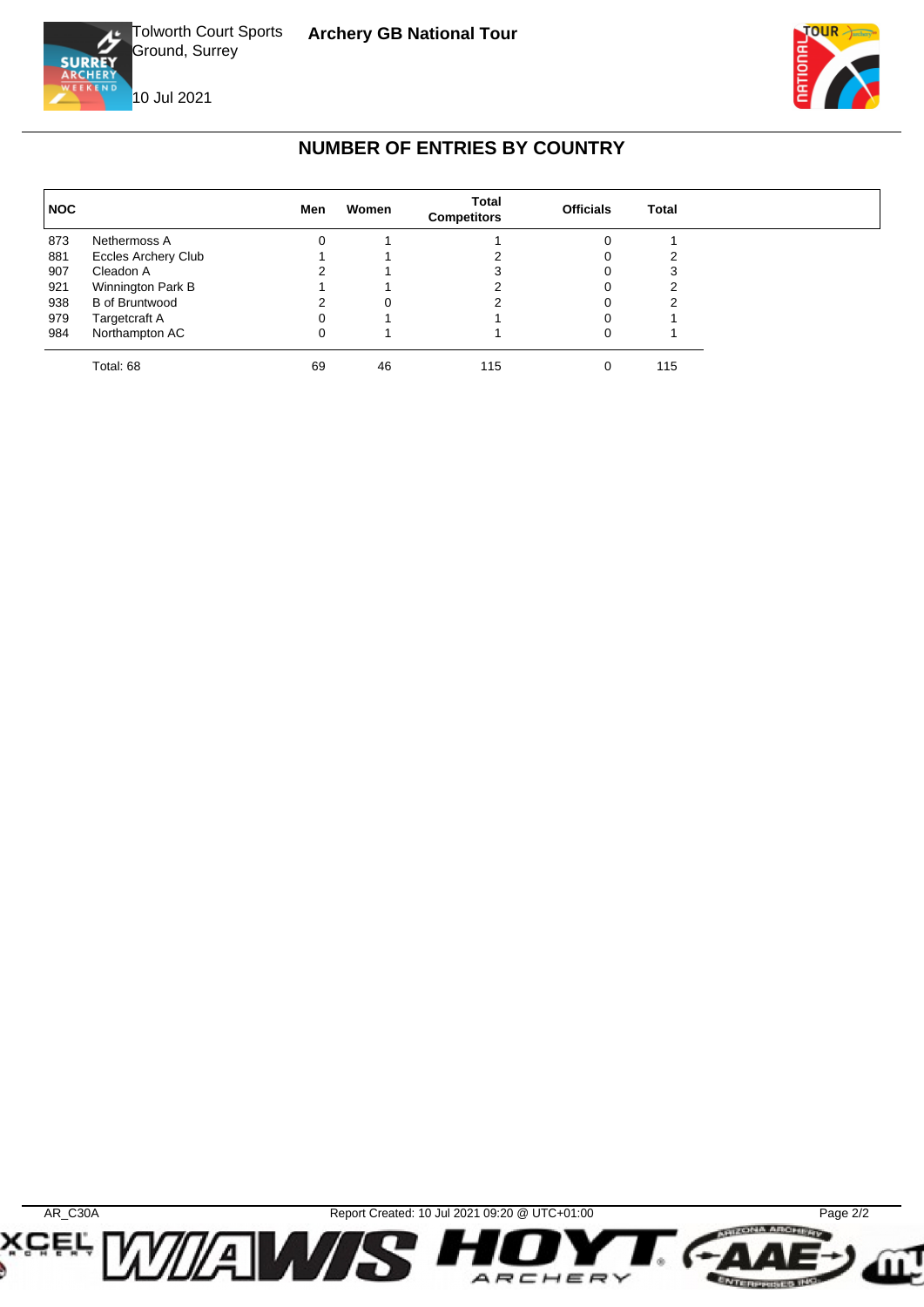# NUMBER OF ENTRIES BY COUNTRY

| NOC | | Men | Women | Total Competitors | Officials | Total |
|---|---|---|---|---|---|---|
| 873 | Nethermoss A | 0 | 1 | 1 | 0 | 1 |
| 881 | Eccles Archery Club | 1 | 1 | 2 | 0 | 2 |
| 907 | Cleadon A | 2 | 1 | 3 | 0 | 3 |
| 921 | Winnington Park B | 1 | 1 | 2 | 0 | 2 |
| 938 | B of Bruntwood | 2 | 0 | 2 | 0 | 2 |
| 979 | Targetcraft A | 0 | 1 | 1 | 0 | 1 |
| 984 | Northampton AC | 0 | 1 | 1 | 0 | 1 |
| | Total: 68 | 69 | 46 | 115 | 0 | 115 |